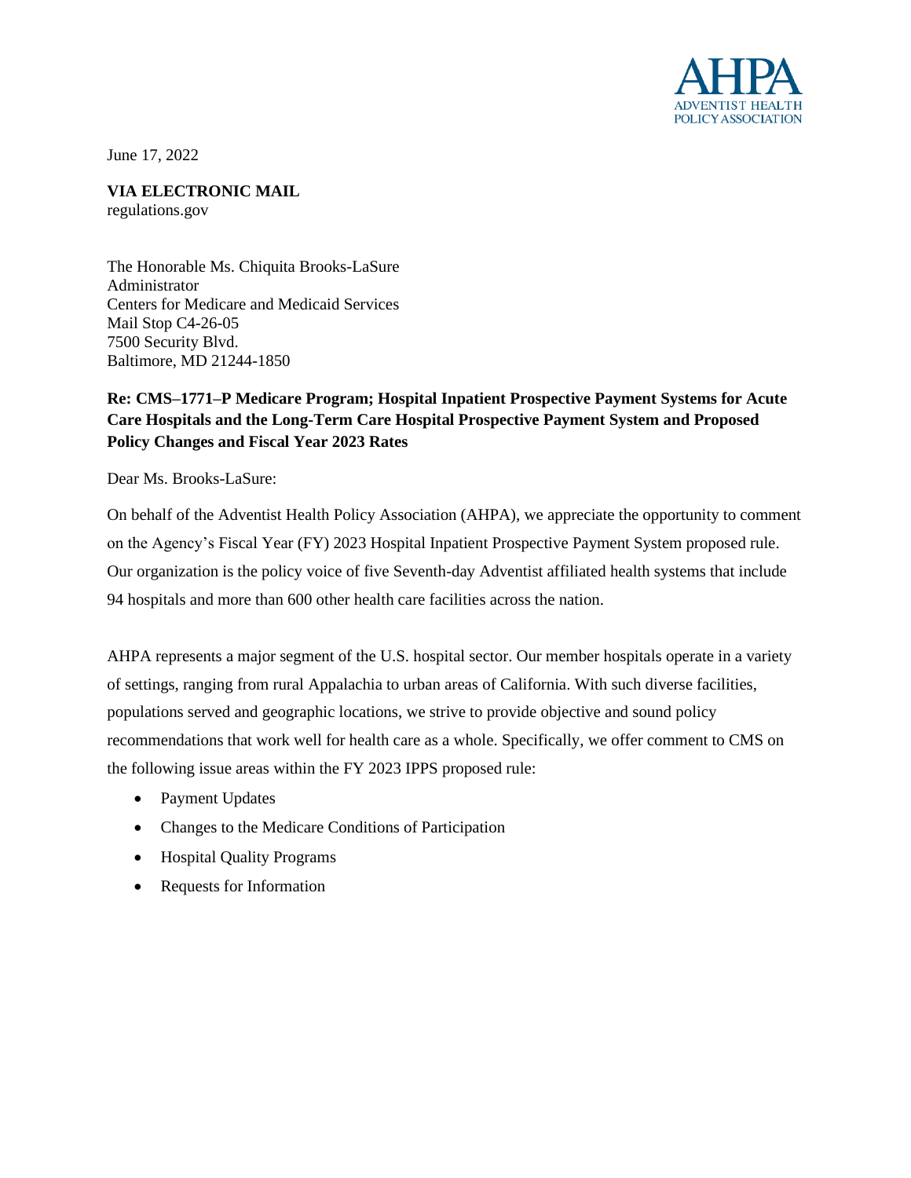AHPA
ADVENTIST HEALTH
POLICY ASSOCIATION

June 17, 2022

**VIA ELECTRONIC MAIL**
regulations.gov

The Honorable Ms. Chiquita Brooks-LaSure
Administrator
Centers for Medicare and Medicaid Services
Mail Stop C4-26-05
7500 Security Blvd.
Baltimore, MD 21244-1850

**Re: CMS–1771–P Medicare Program; Hospital Inpatient Prospective Payment Systems for Acute Care Hospitals and the Long-Term Care Hospital Prospective Payment System and Proposed Policy Changes and Fiscal Year 2023 Rates**

Dear Ms. Brooks-LaSure:

On behalf of the Adventist Health Policy Association (AHPA), we appreciate the opportunity to comment on the Agency's Fiscal Year (FY) 2023 Hospital Inpatient Prospective Payment System proposed rule. Our organization is the policy voice of five Seventh-day Adventist affiliated health systems that include 94 hospitals and more than 600 other health care facilities across the nation.

AHPA represents a major segment of the U.S. hospital sector. Our member hospitals operate in a variety of settings, ranging from rural Appalachia to urban areas of California. With such diverse facilities, populations served and geographic locations, we strive to provide objective and sound policy recommendations that work well for health care as a whole. Specifically, we offer comment to CMS on the following issue areas within the FY 2023 IPPS proposed rule:

- Payment Updates
- Changes to the Medicare Conditions of Participation
- Hospital Quality Programs
- Requests for Information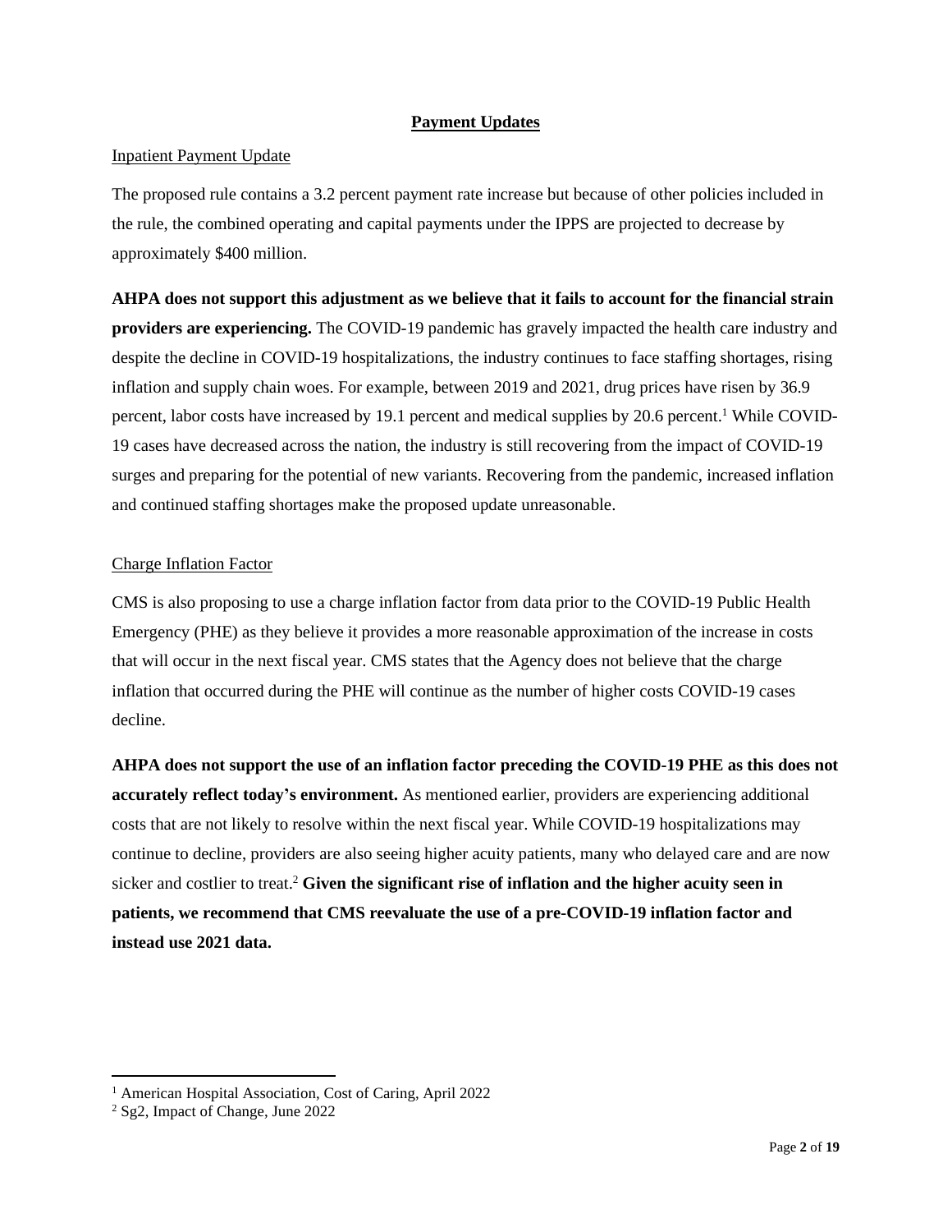## Payment Updates

### Inpatient Payment Update

The proposed rule contains a 3.2 percent payment rate increase but because of other policies included in the rule, the combined operating and capital payments under the IPPS are projected to decrease by approximately $400 million.

**AHPA does not support this adjustment as we believe that it fails to account for the financial strain providers are experiencing.** The COVID-19 pandemic has gravely impacted the health care industry and despite the decline in COVID-19 hospitalizations, the industry continues to face staffing shortages, rising inflation and supply chain woes. For example, between 2019 and 2021, drug prices have risen by 36.9 percent, labor costs have increased by 19.1 percent and medical supplies by 20.6 percent.[1] While COVID-19 cases have decreased across the nation, the industry is still recovering from the impact of COVID-19 surges and preparing for the potential of new variants. Recovering from the pandemic, increased inflation and continued staffing shortages make the proposed update unreasonable.

### Charge Inflation Factor

CMS is also proposing to use a charge inflation factor from data prior to the COVID-19 Public Health Emergency (PHE) as they believe it provides a more reasonable approximation of the increase in costs that will occur in the next fiscal year. CMS states that the Agency does not believe that the charge inflation that occurred during the PHE will continue as the number of higher costs COVID-19 cases decline.

**AHPA does not support the use of an inflation factor preceding the COVID-19 PHE as this does not accurately reflect today's environment.** As mentioned earlier, providers are experiencing additional costs that are not likely to resolve within the next fiscal year. While COVID-19 hospitalizations may continue to decline, providers are also seeing higher acuity patients, many who delayed care and are now sicker and costlier to treat.[2] **Given the significant rise of inflation and the higher acuity seen in patients, we recommend that CMS reevaluate the use of a pre-COVID-19 inflation factor and instead use 2021 data.**

---

[1] American Hospital Association, Cost of Caring, April 2022

[2] Sg2, Impact of Change, June 2022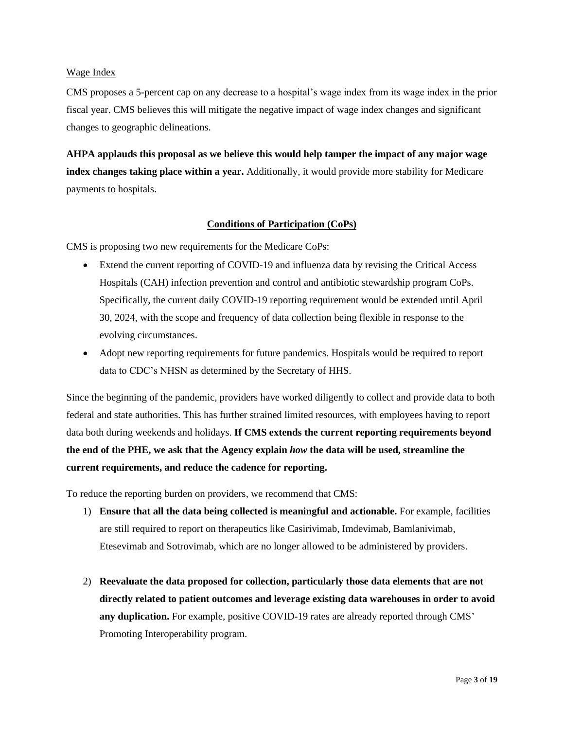Wage Index

CMS proposes a 5-percent cap on any decrease to a hospital's wage index from its wage index in the prior fiscal year. CMS believes this will mitigate the negative impact of wage index changes and significant changes to geographic delineations.

**AHPA applauds this proposal as we believe this would help tamper the impact of any major wage index changes taking place within a year.** Additionally, it would provide more stability for Medicare payments to hospitals.

## Conditions of Participation (CoPs)

CMS is proposing two new requirements for the Medicare CoPs:

- Extend the current reporting of COVID-19 and influenza data by revising the Critical Access Hospitals (CAH) infection prevention and control and antibiotic stewardship program CoPs. Specifically, the current daily COVID-19 reporting requirement would be extended until April 30, 2024, with the scope and frequency of data collection being flexible in response to the evolving circumstances.
- Adopt new reporting requirements for future pandemics. Hospitals would be required to report data to CDC's NHSN as determined by the Secretary of HHS.

Since the beginning of the pandemic, providers have worked diligently to collect and provide data to both federal and state authorities. This has further strained limited resources, with employees having to report data both during weekends and holidays. **If CMS extends the current reporting requirements beyond the end of the PHE, we ask that the Agency explain *how* the data will be used, streamline the current requirements, and reduce the cadence for reporting.**

To reduce the reporting burden on providers, we recommend that CMS:

1) **Ensure that all the data being collected is meaningful and actionable.** For example, facilities are still required to report on therapeutics like Casirivimab, Imdevimab, Bamlanivimab, Etesevimab and Sotrovimab, which are no longer allowed to be administered by providers.

2) **Reevaluate the data proposed for collection, particularly those data elements that are not directly related to patient outcomes and leverage existing data warehouses in order to avoid any duplication.** For example, positive COVID-19 rates are already reported through CMS' Promoting Interoperability program.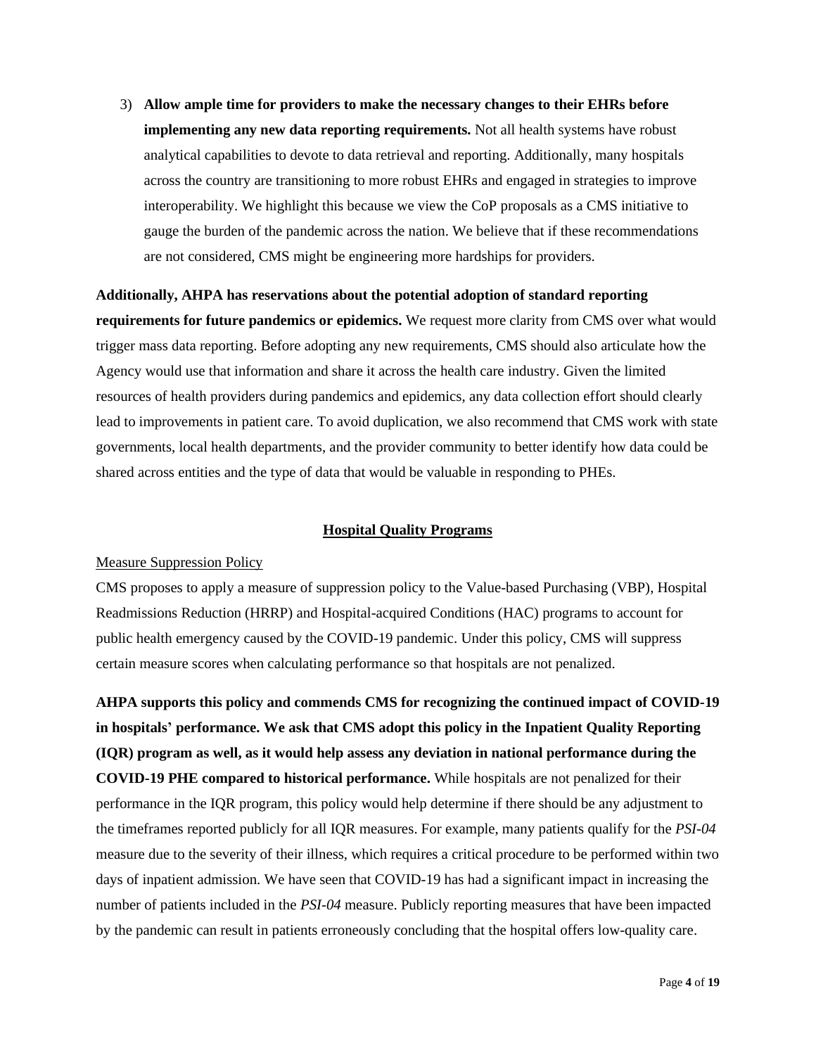3) **Allow ample time for providers to make the necessary changes to their EHRs before implementing any new data reporting requirements.** Not all health systems have robust analytical capabilities to devote to data retrieval and reporting. Additionally, many hospitals across the country are transitioning to more robust EHRs and engaged in strategies to improve interoperability. We highlight this because we view the CoP proposals as a CMS initiative to gauge the burden of the pandemic across the nation. We believe that if these recommendations are not considered, CMS might be engineering more hardships for providers.

**Additionally, AHPA has reservations about the potential adoption of standard reporting requirements for future pandemics or epidemics.** We request more clarity from CMS over what would trigger mass data reporting. Before adopting any new requirements, CMS should also articulate how the Agency would use that information and share it across the health care industry. Given the limited resources of health providers during pandemics and epidemics, any data collection effort should clearly lead to improvements in patient care. To avoid duplication, we also recommend that CMS work with state governments, local health departments, and the provider community to better identify how data could be shared across entities and the type of data that would be valuable in responding to PHEs.

## Hospital Quality Programs

### Measure Suppression Policy

CMS proposes to apply a measure of suppression policy to the Value-based Purchasing (VBP), Hospital Readmissions Reduction (HRRP) and Hospital-acquired Conditions (HAC) programs to account for public health emergency caused by the COVID-19 pandemic. Under this policy, CMS will suppress certain measure scores when calculating performance so that hospitals are not penalized.

**AHPA supports this policy and commends CMS for recognizing the continued impact of COVID-19 in hospitals' performance. We ask that CMS adopt this policy in the Inpatient Quality Reporting (IQR) program as well, as it would help assess any deviation in national performance during the COVID-19 PHE compared to historical performance.** While hospitals are not penalized for their performance in the IQR program, this policy would help determine if there should be any adjustment to the timeframes reported publicly for all IQR measures. For example, many patients qualify for the *PSI-04* measure due to the severity of their illness, which requires a critical procedure to be performed within two days of inpatient admission. We have seen that COVID-19 has had a significant impact in increasing the number of patients included in the *PSI-04* measure. Publicly reporting measures that have been impacted by the pandemic can result in patients erroneously concluding that the hospital offers low-quality care.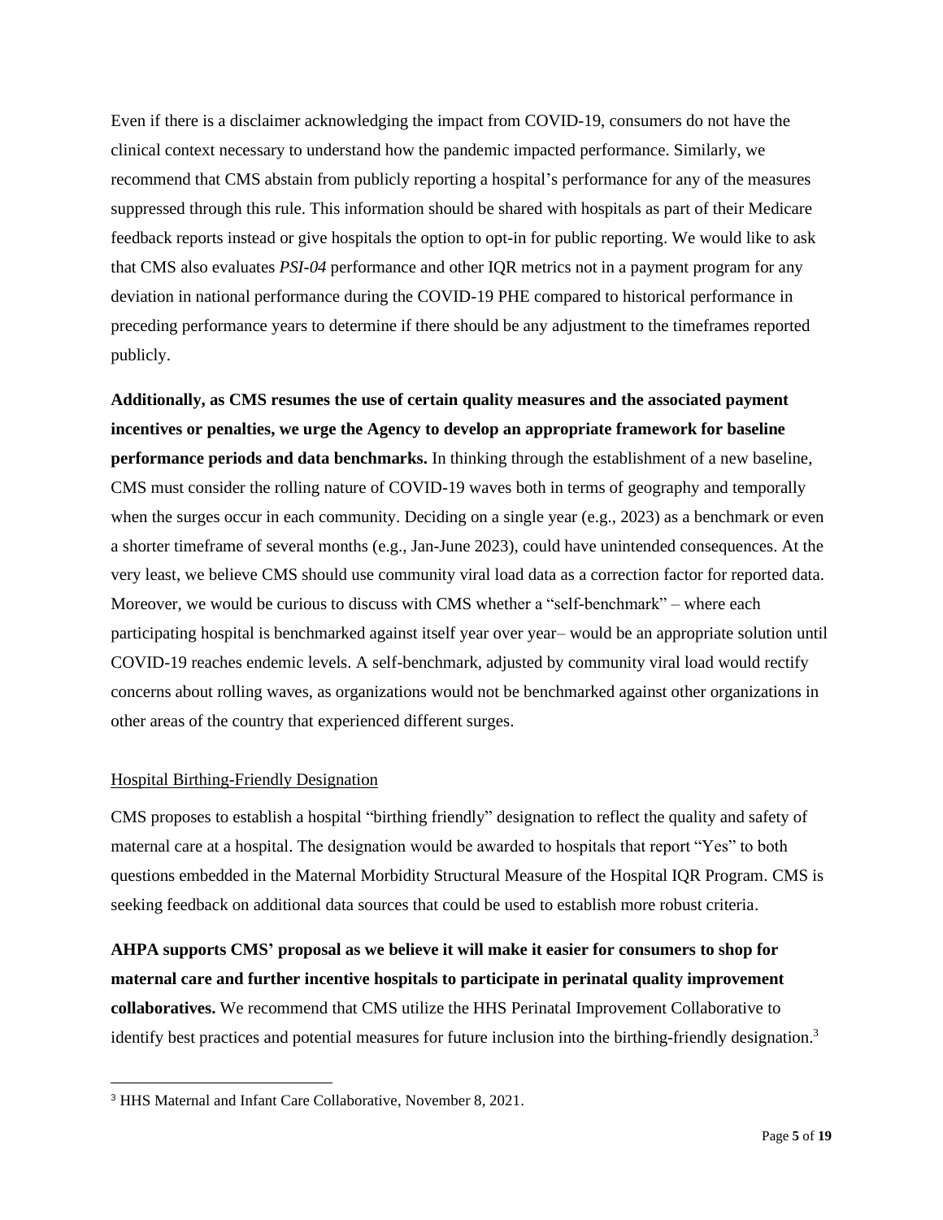Even if there is a disclaimer acknowledging the impact from COVID-19, consumers do not have the clinical context necessary to understand how the pandemic impacted performance. Similarly, we recommend that CMS abstain from publicly reporting a hospital's performance for any of the measures suppressed through this rule. This information should be shared with hospitals as part of their Medicare feedback reports instead or give hospitals the option to opt-in for public reporting. We would like to ask that CMS also evaluates *PSI-04* performance and other IQR metrics not in a payment program for any deviation in national performance during the COVID-19 PHE compared to historical performance in preceding performance years to determine if there should be any adjustment to the timeframes reported publicly.

**Additionally, as CMS resumes the use of certain quality measures and the associated payment incentives or penalties, we urge the Agency to develop an appropriate framework for baseline performance periods and data benchmarks.** In thinking through the establishment of a new baseline, CMS must consider the rolling nature of COVID-19 waves both in terms of geography and temporally when the surges occur in each community. Deciding on a single year (e.g., 2023) as a benchmark or even a shorter timeframe of several months (e.g., Jan-June 2023), could have unintended consequences. At the very least, we believe CMS should use community viral load data as a correction factor for reported data. Moreover, we would be curious to discuss with CMS whether a "self-benchmark" – where each participating hospital is benchmarked against itself year over year– would be an appropriate solution until COVID-19 reaches endemic levels. A self-benchmark, adjusted by community viral load would rectify concerns about rolling waves, as organizations would not be benchmarked against other organizations in other areas of the country that experienced different surges.

Hospital Birthing-Friendly Designation

CMS proposes to establish a hospital "birthing friendly" designation to reflect the quality and safety of maternal care at a hospital. The designation would be awarded to hospitals that report "Yes" to both questions embedded in the Maternal Morbidity Structural Measure of the Hospital IQR Program. CMS is seeking feedback on additional data sources that could be used to establish more robust criteria.

**AHPA supports CMS' proposal as we believe it will make it easier for consumers to shop for maternal care and further incentive hospitals to participate in perinatal quality improvement collaboratives.** We recommend that CMS utilize the HHS Perinatal Improvement Collaborative to identify best practices and potential measures for future inclusion into the birthing-friendly designation.[3]

[3] HHS Maternal and Infant Care Collaborative, November 8, 2021.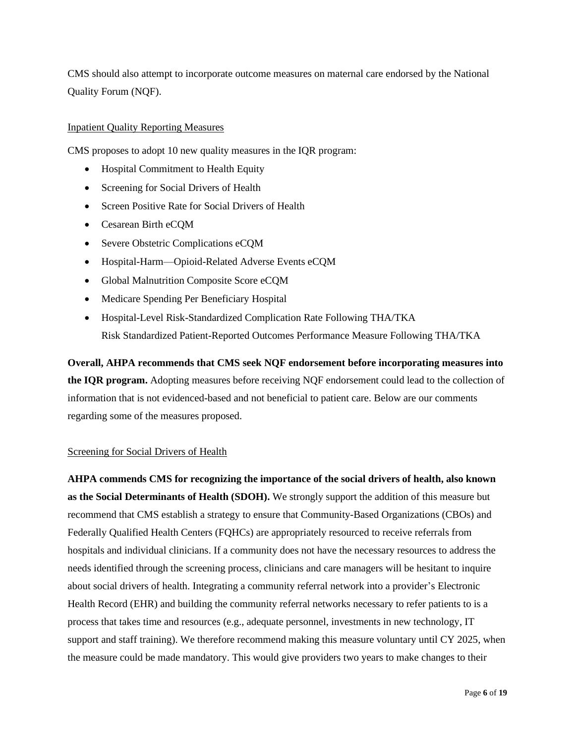CMS should also attempt to incorporate outcome measures on maternal care endorsed by the National Quality Forum (NQF).

Inpatient Quality Reporting Measures

CMS proposes to adopt 10 new quality measures in the IQR program:

- Hospital Commitment to Health Equity
- Screening for Social Drivers of Health
- Screen Positive Rate for Social Drivers of Health
- Cesarean Birth eCQM
- Severe Obstetric Complications eCQM
- Hospital-Harm—Opioid-Related Adverse Events eCQM
- Global Malnutrition Composite Score eCQM
- Medicare Spending Per Beneficiary Hospital
- Hospital-Level Risk-Standardized Complication Rate Following THA/TKA
  Risk Standardized Patient-Reported Outcomes Performance Measure Following THA/TKA

**Overall, AHPA recommends that CMS seek NQF endorsement before incorporating measures into the IQR program.** Adopting measures before receiving NQF endorsement could lead to the collection of information that is not evidenced-based and not beneficial to patient care. Below are our comments regarding some of the measures proposed.

Screening for Social Drivers of Health

**AHPA commends CMS for recognizing the importance of the social drivers of health, also known as the Social Determinants of Health (SDOH).** We strongly support the addition of this measure but recommend that CMS establish a strategy to ensure that Community-Based Organizations (CBOs) and Federally Qualified Health Centers (FQHCs) are appropriately resourced to receive referrals from hospitals and individual clinicians. If a community does not have the necessary resources to address the needs identified through the screening process, clinicians and care managers will be hesitant to inquire about social drivers of health. Integrating a community referral network into a provider's Electronic Health Record (EHR) and building the community referral networks necessary to refer patients to is a process that takes time and resources (e.g., adequate personnel, investments in new technology, IT support and staff training). We therefore recommend making this measure voluntary until CY 2025, when the measure could be made mandatory. This would give providers two years to make changes to their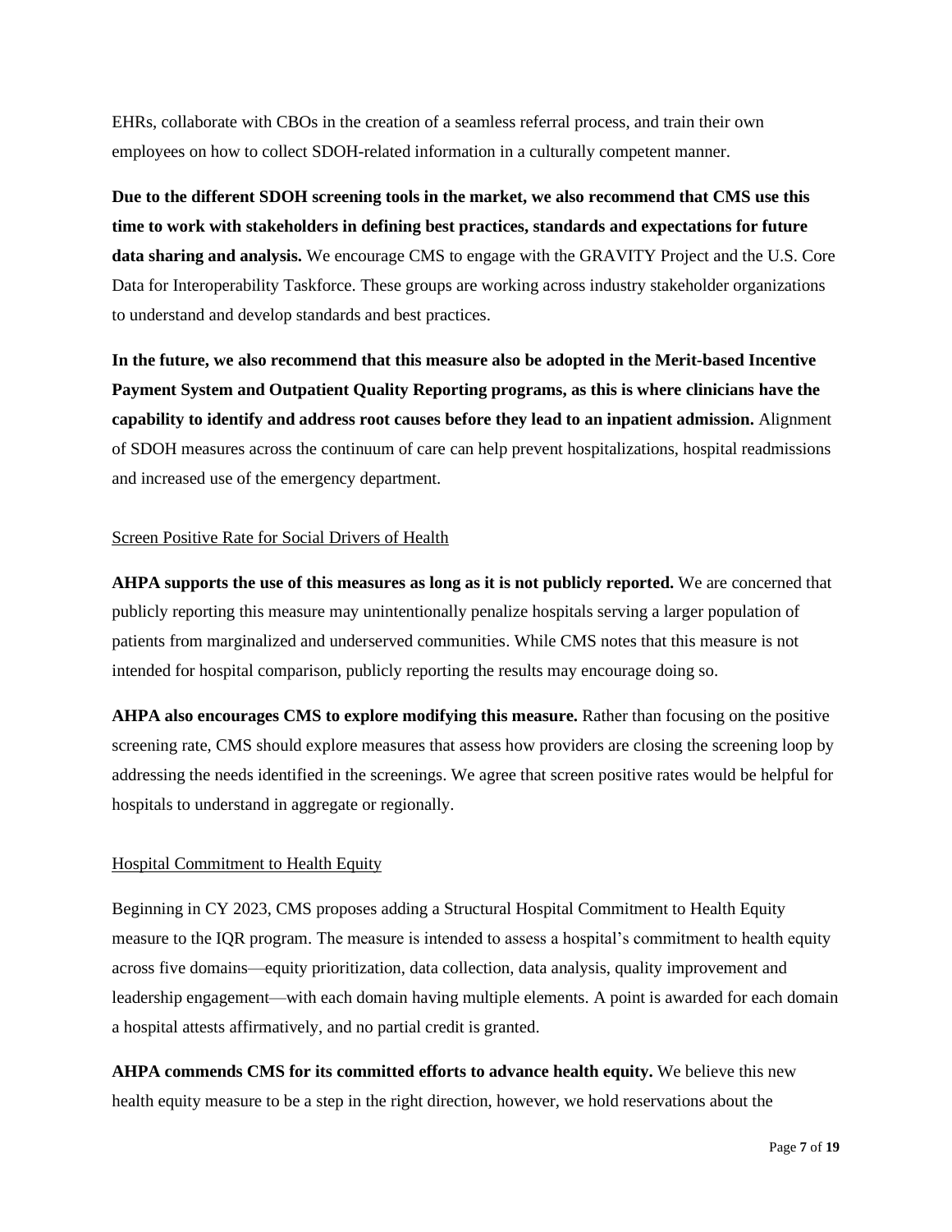EHRs, collaborate with CBOs in the creation of a seamless referral process, and train their own employees on how to collect SDOH-related information in a culturally competent manner.

**Due to the different SDOH screening tools in the market, we also recommend that CMS use this time to work with stakeholders in defining best practices, standards and expectations for future data sharing and analysis.** We encourage CMS to engage with the GRAVITY Project and the U.S. Core Data for Interoperability Taskforce. These groups are working across industry stakeholder organizations to understand and develop standards and best practices.

**In the future, we also recommend that this measure also be adopted in the Merit-based Incentive Payment System and Outpatient Quality Reporting programs, as this is where clinicians have the capability to identify and address root causes before they lead to an inpatient admission.** Alignment of SDOH measures across the continuum of care can help prevent hospitalizations, hospital readmissions and increased use of the emergency department.

<u>Screen Positive Rate for Social Drivers of Health</u>

**AHPA supports the use of this measures as long as it is not publicly reported.** We are concerned that publicly reporting this measure may unintentionally penalize hospitals serving a larger population of patients from marginalized and underserved communities. While CMS notes that this measure is not intended for hospital comparison, publicly reporting the results may encourage doing so.

**AHPA also encourages CMS to explore modifying this measure.** Rather than focusing on the positive screening rate, CMS should explore measures that assess how providers are closing the screening loop by addressing the needs identified in the screenings. We agree that screen positive rates would be helpful for hospitals to understand in aggregate or regionally.

<u>Hospital Commitment to Health Equity</u>

Beginning in CY 2023, CMS proposes adding a Structural Hospital Commitment to Health Equity measure to the IQR program. The measure is intended to assess a hospital's commitment to health equity across five domains—equity prioritization, data collection, data analysis, quality improvement and leadership engagement—with each domain having multiple elements. A point is awarded for each domain a hospital attests affirmatively, and no partial credit is granted.

**AHPA commends CMS for its committed efforts to advance health equity.** We believe this new health equity measure to be a step in the right direction, however, we hold reservations about the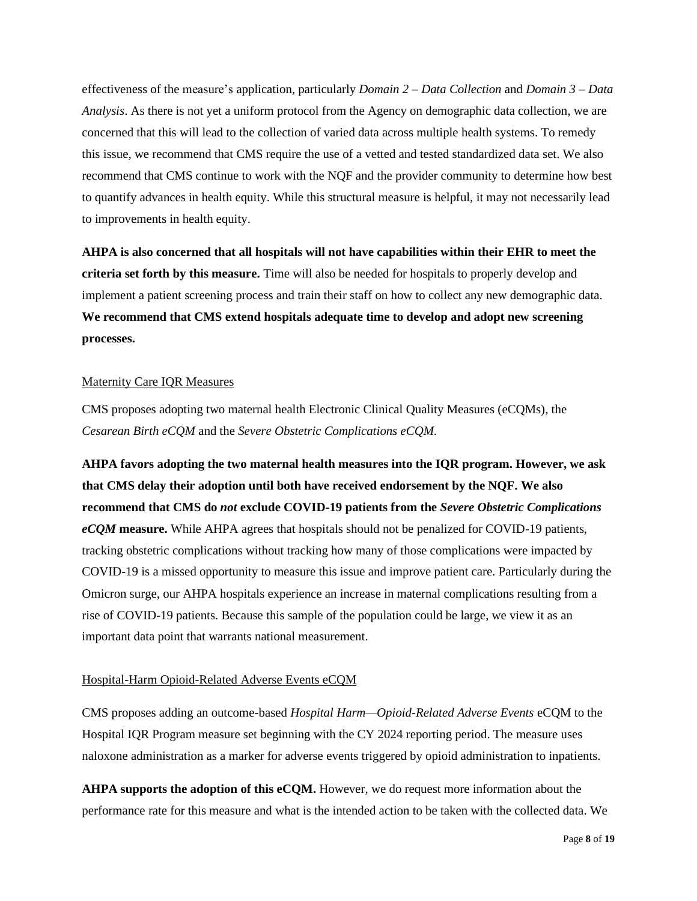effectiveness of the measure's application, particularly *Domain 2 – Data Collection* and *Domain 3 – Data Analysis*. As there is not yet a uniform protocol from the Agency on demographic data collection, we are concerned that this will lead to the collection of varied data across multiple health systems. To remedy this issue, we recommend that CMS require the use of a vetted and tested standardized data set. We also recommend that CMS continue to work with the NQF and the provider community to determine how best to quantify advances in health equity. While this structural measure is helpful, it may not necessarily lead to improvements in health equity.

**AHPA is also concerned that all hospitals will not have capabilities within their EHR to meet the criteria set forth by this measure.** Time will also be needed for hospitals to properly develop and implement a patient screening process and train their staff on how to collect any new demographic data. **We recommend that CMS extend hospitals adequate time to develop and adopt new screening processes.**

<u>Maternity Care IQR Measures</u>

CMS proposes adopting two maternal health Electronic Clinical Quality Measures (eCQMs), the *Cesarean Birth eCQM* and the *Severe Obstetric Complications eCQM.*

**AHPA favors adopting the two maternal health measures into the IQR program. However, we ask that CMS delay their adoption until both have received endorsement by the NQF. We also recommend that CMS do *not* exclude COVID-19 patients from the *Severe Obstetric Complications eCQM* measure.** While AHPA agrees that hospitals should not be penalized for COVID-19 patients, tracking obstetric complications without tracking how many of those complications were impacted by COVID-19 is a missed opportunity to measure this issue and improve patient care. Particularly during the Omicron surge, our AHPA hospitals experience an increase in maternal complications resulting from a rise of COVID-19 patients. Because this sample of the population could be large, we view it as an important data point that warrants national measurement.

<u>Hospital-Harm Opioid-Related Adverse Events eCQM</u>

CMS proposes adding an outcome-based *Hospital Harm—Opioid-Related Adverse Events* eCQM to the Hospital IQR Program measure set beginning with the CY 2024 reporting period. The measure uses naloxone administration as a marker for adverse events triggered by opioid administration to inpatients.

**AHPA supports the adoption of this eCQM.** However, we do request more information about the performance rate for this measure and what is the intended action to be taken with the collected data. We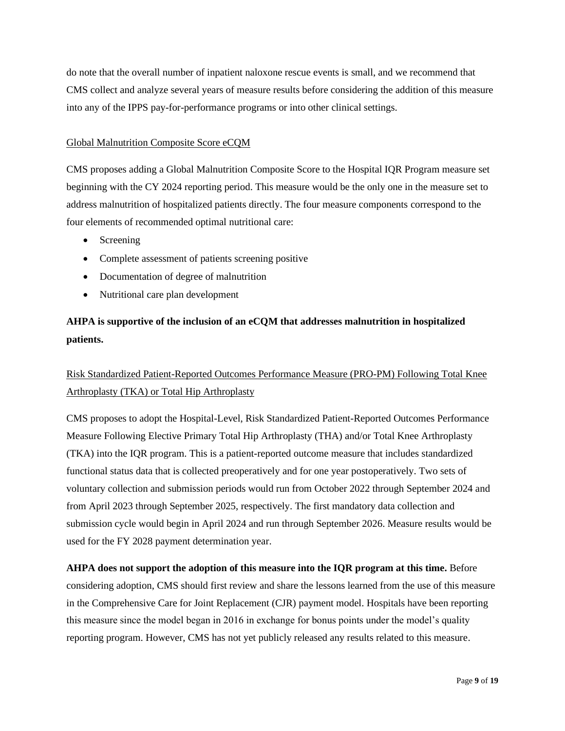do note that the overall number of inpatient naloxone rescue events is small, and we recommend that CMS collect and analyze several years of measure results before considering the addition of this measure into any of the IPPS pay-for-performance programs or into other clinical settings.

### Global Malnutrition Composite Score eCQM

CMS proposes adding a Global Malnutrition Composite Score to the Hospital IQR Program measure set beginning with the CY 2024 reporting period. This measure would be the only one in the measure set to address malnutrition of hospitalized patients directly. The four measure components correspond to the four elements of recommended optimal nutritional care:

- Screening
- Complete assessment of patients screening positive
- Documentation of degree of malnutrition
- Nutritional care plan development

**AHPA is supportive of the inclusion of an eCQM that addresses malnutrition in hospitalized patients.**

### Risk Standardized Patient-Reported Outcomes Performance Measure (PRO-PM) Following Total Knee Arthroplasty (TKA) or Total Hip Arthroplasty

CMS proposes to adopt the Hospital-Level, Risk Standardized Patient-Reported Outcomes Performance Measure Following Elective Primary Total Hip Arthroplasty (THA) and/or Total Knee Arthroplasty (TKA) into the IQR program. This is a patient-reported outcome measure that includes standardized functional status data that is collected preoperatively and for one year postoperatively. Two sets of voluntary collection and submission periods would run from October 2022 through September 2024 and from April 2023 through September 2025, respectively. The first mandatory data collection and submission cycle would begin in April 2024 and run through September 2026. Measure results would be used for the FY 2028 payment determination year.

**AHPA does not support the adoption of this measure into the IQR program at this time.** Before considering adoption, CMS should first review and share the lessons learned from the use of this measure in the Comprehensive Care for Joint Replacement (CJR) payment model. Hospitals have been reporting this measure since the model began in 2016 in exchange for bonus points under the model's quality reporting program. However, CMS has not yet publicly released any results related to this measure.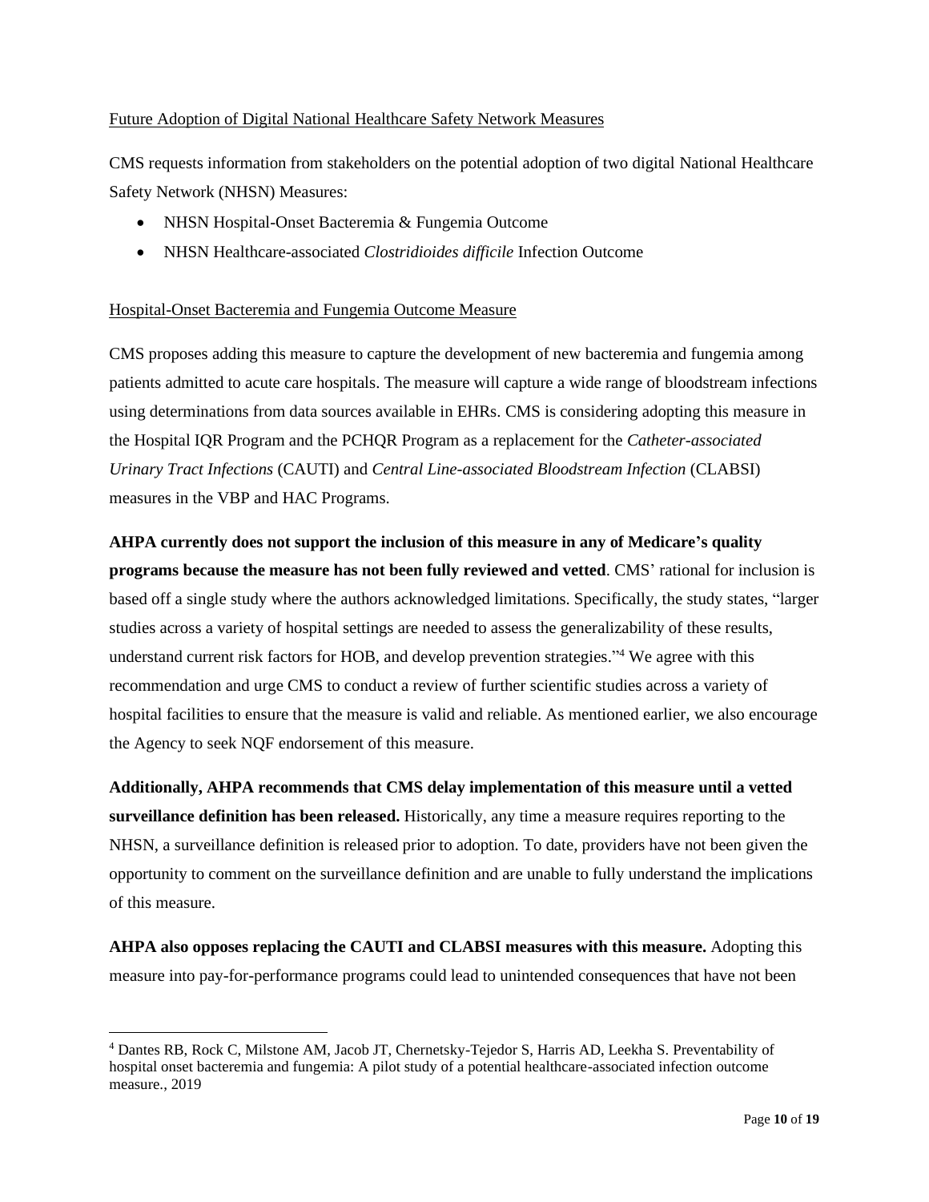Future Adoption of Digital National Healthcare Safety Network Measures

CMS requests information from stakeholders on the potential adoption of two digital National Healthcare Safety Network (NHSN) Measures:

- NHSN Hospital-Onset Bacteremia & Fungemia Outcome
- NHSN Healthcare-associated *Clostridioides difficile* Infection Outcome

Hospital-Onset Bacteremia and Fungemia Outcome Measure

CMS proposes adding this measure to capture the development of new bacteremia and fungemia among patients admitted to acute care hospitals. The measure will capture a wide range of bloodstream infections using determinations from data sources available in EHRs. CMS is considering adopting this measure in the Hospital IQR Program and the PCHQR Program as a replacement for the *Catheter-associated Urinary Tract Infections* (CAUTI) and *Central Line-associated Bloodstream Infection* (CLABSI) measures in the VBP and HAC Programs.

**AHPA currently does not support the inclusion of this measure in any of Medicare's quality programs because the measure has not been fully reviewed and vetted**. CMS' rational for inclusion is based off a single study where the authors acknowledged limitations. Specifically, the study states, "larger studies across a variety of hospital settings are needed to assess the generalizability of these results, understand current risk factors for HOB, and develop prevention strategies."[4] We agree with this recommendation and urge CMS to conduct a review of further scientific studies across a variety of hospital facilities to ensure that the measure is valid and reliable. As mentioned earlier, we also encourage the Agency to seek NQF endorsement of this measure.

**Additionally, AHPA recommends that CMS delay implementation of this measure until a vetted surveillance definition has been released.** Historically, any time a measure requires reporting to the NHSN, a surveillance definition is released prior to adoption. To date, providers have not been given the opportunity to comment on the surveillance definition and are unable to fully understand the implications of this measure.

**AHPA also opposes replacing the CAUTI and CLABSI measures with this measure.** Adopting this measure into pay-for-performance programs could lead to unintended consequences that have not been

[4] Dantes RB, Rock C, Milstone AM, Jacob JT, Chernetsky-Tejedor S, Harris AD, Leekha S. Preventability of hospital onset bacteremia and fungemia: A pilot study of a potential healthcare-associated infection outcome measure., 2019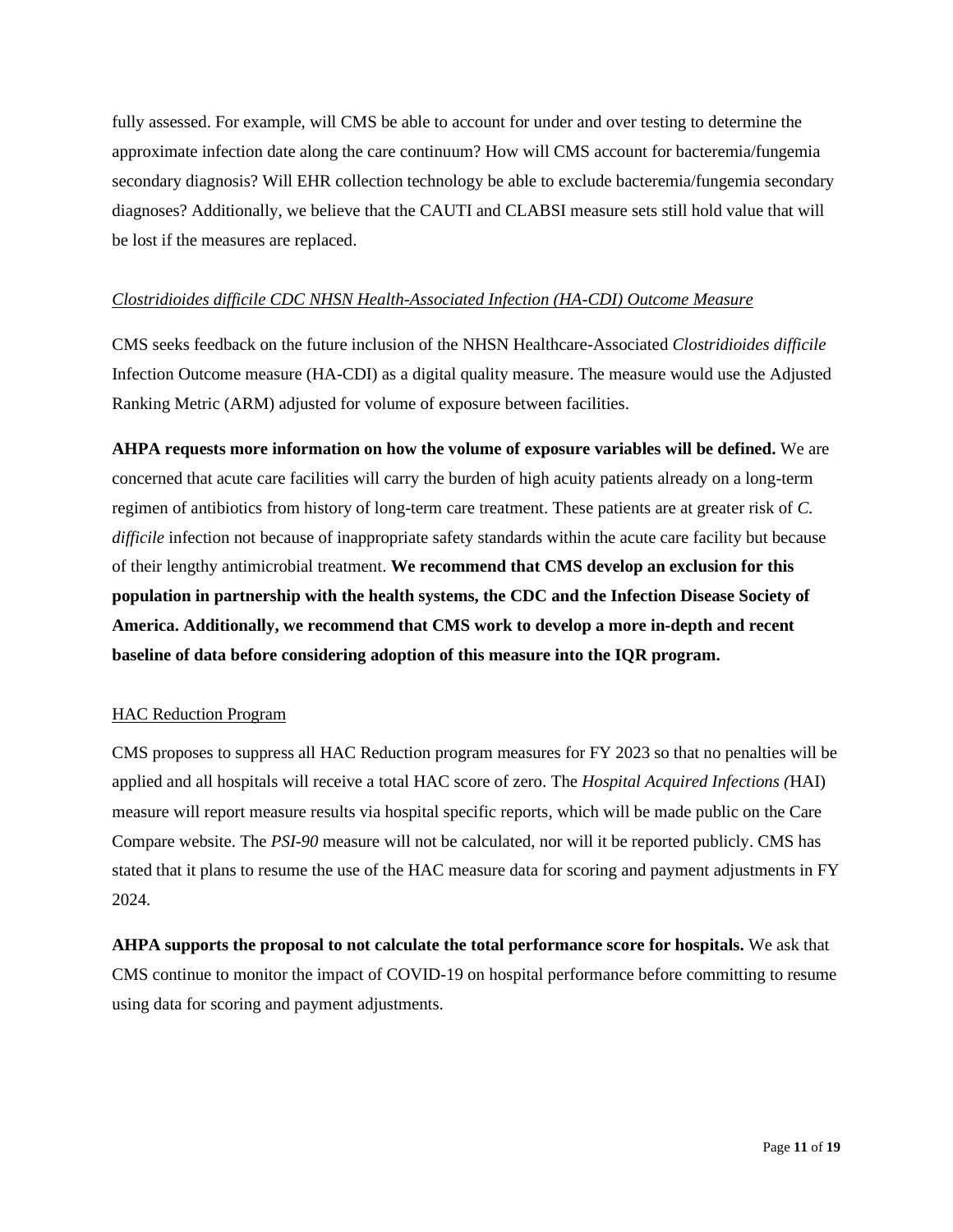fully assessed. For example, will CMS be able to account for under and over testing to determine the approximate infection date along the care continuum? How will CMS account for bacteremia/fungemia secondary diagnosis? Will EHR collection technology be able to exclude bacteremia/fungemia secondary diagnoses? Additionally, we believe that the CAUTI and CLABSI measure sets still hold value that will be lost if the measures are replaced.

*Clostridioides difficile CDC NHSN Health-Associated Infection (HA-CDI) Outcome Measure*

CMS seeks feedback on the future inclusion of the NHSN Healthcare-Associated *Clostridioides difficile* Infection Outcome measure (HA-CDI) as a digital quality measure. The measure would use the Adjusted Ranking Metric (ARM) adjusted for volume of exposure between facilities.

**AHPA requests more information on how the volume of exposure variables will be defined.** We are concerned that acute care facilities will carry the burden of high acuity patients already on a long-term regimen of antibiotics from history of long-term care treatment. These patients are at greater risk of *C. difficile* infection not because of inappropriate safety standards within the acute care facility but because of their lengthy antimicrobial treatment. **We recommend that CMS develop an exclusion for this population in partnership with the health systems, the CDC and the Infection Disease Society of America. Additionally, we recommend that CMS work to develop a more in-depth and recent baseline of data before considering adoption of this measure into the IQR program.**

HAC Reduction Program

CMS proposes to suppress all HAC Reduction program measures for FY 2023 so that no penalties will be applied and all hospitals will receive a total HAC score of zero. The *Hospital Acquired Infections (*HAI) measure will report measure results via hospital specific reports, which will be made public on the Care Compare website. The *PSI-90* measure will not be calculated, nor will it be reported publicly. CMS has stated that it plans to resume the use of the HAC measure data for scoring and payment adjustments in FY 2024.

**AHPA supports the proposal to not calculate the total performance score for hospitals.** We ask that CMS continue to monitor the impact of COVID-19 on hospital performance before committing to resume using data for scoring and payment adjustments.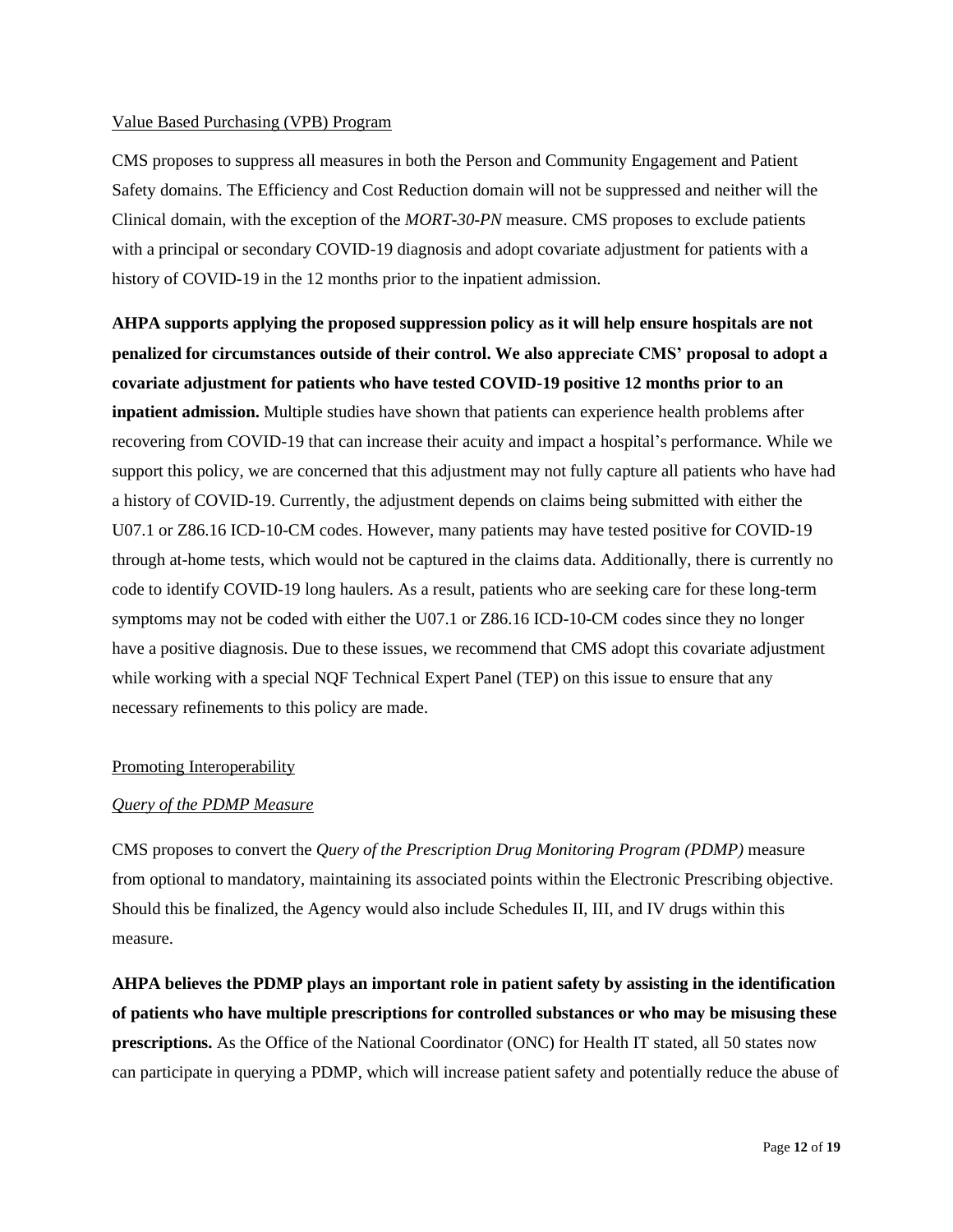Value Based Purchasing (VPB) Program

CMS proposes to suppress all measures in both the Person and Community Engagement and Patient Safety domains. The Efficiency and Cost Reduction domain will not be suppressed and neither will the Clinical domain, with the exception of the *MORT-30-PN* measure. CMS proposes to exclude patients with a principal or secondary COVID-19 diagnosis and adopt covariate adjustment for patients with a history of COVID-19 in the 12 months prior to the inpatient admission.

**AHPA supports applying the proposed suppression policy as it will help ensure hospitals are not penalized for circumstances outside of their control. We also appreciate CMS' proposal to adopt a covariate adjustment for patients who have tested COVID-19 positive 12 months prior to an inpatient admission.** Multiple studies have shown that patients can experience health problems after recovering from COVID-19 that can increase their acuity and impact a hospital's performance. While we support this policy, we are concerned that this adjustment may not fully capture all patients who have had a history of COVID-19. Currently, the adjustment depends on claims being submitted with either the U07.1 or Z86.16 ICD-10-CM codes. However, many patients may have tested positive for COVID-19 through at-home tests, which would not be captured in the claims data. Additionally, there is currently no code to identify COVID-19 long haulers. As a result, patients who are seeking care for these long-term symptoms may not be coded with either the U07.1 or Z86.16 ICD-10-CM codes since they no longer have a positive diagnosis. Due to these issues, we recommend that CMS adopt this covariate adjustment while working with a special NQF Technical Expert Panel (TEP) on this issue to ensure that any necessary refinements to this policy are made.

Promoting Interoperability

*Query of the PDMP Measure*

CMS proposes to convert the *Query of the Prescription Drug Monitoring Program (PDMP)* measure from optional to mandatory, maintaining its associated points within the Electronic Prescribing objective. Should this be finalized, the Agency would also include Schedules II, III, and IV drugs within this measure.

**AHPA believes the PDMP plays an important role in patient safety by assisting in the identification of patients who have multiple prescriptions for controlled substances or who may be misusing these prescriptions.** As the Office of the National Coordinator (ONC) for Health IT stated, all 50 states now can participate in querying a PDMP, which will increase patient safety and potentially reduce the abuse of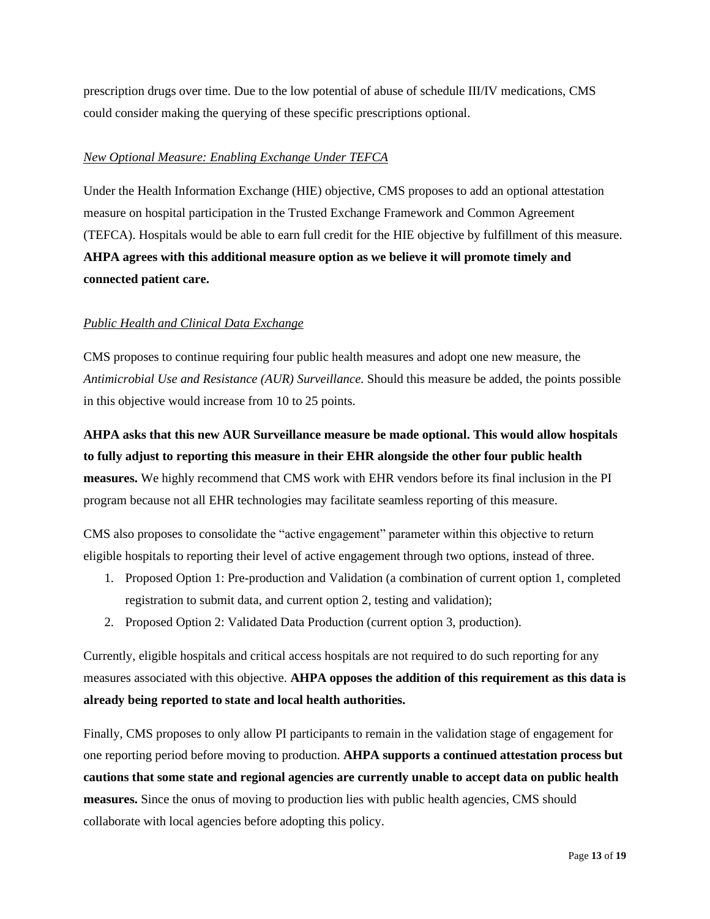prescription drugs over time. Due to the low potential of abuse of schedule III/IV medications, CMS could consider making the querying of these specific prescriptions optional.

*New Optional Measure: Enabling Exchange Under TEFCA*

Under the Health Information Exchange (HIE) objective, CMS proposes to add an optional attestation measure on hospital participation in the Trusted Exchange Framework and Common Agreement (TEFCA). Hospitals would be able to earn full credit for the HIE objective by fulfillment of this measure. **AHPA agrees with this additional measure option as we believe it will promote timely and connected patient care.**

*Public Health and Clinical Data Exchange*

CMS proposes to continue requiring four public health measures and adopt one new measure, the *Antimicrobial Use and Resistance (AUR) Surveillance.* Should this measure be added, the points possible in this objective would increase from 10 to 25 points.

**AHPA asks that this new AUR Surveillance measure be made optional. This would allow hospitals to fully adjust to reporting this measure in their EHR alongside the other four public health measures.** We highly recommend that CMS work with EHR vendors before its final inclusion in the PI program because not all EHR technologies may facilitate seamless reporting of this measure.

CMS also proposes to consolidate the "active engagement" parameter within this objective to return eligible hospitals to reporting their level of active engagement through two options, instead of three.

1. Proposed Option 1: Pre-production and Validation (a combination of current option 1, completed registration to submit data, and current option 2, testing and validation);
2. Proposed Option 2: Validated Data Production (current option 3, production).

Currently, eligible hospitals and critical access hospitals are not required to do such reporting for any measures associated with this objective. **AHPA opposes the addition of this requirement as this data is already being reported to state and local health authorities.**

Finally, CMS proposes to only allow PI participants to remain in the validation stage of engagement for one reporting period before moving to production. **AHPA supports a continued attestation process but cautions that some state and regional agencies are currently unable to accept data on public health measures.** Since the onus of moving to production lies with public health agencies, CMS should collaborate with local agencies before adopting this policy.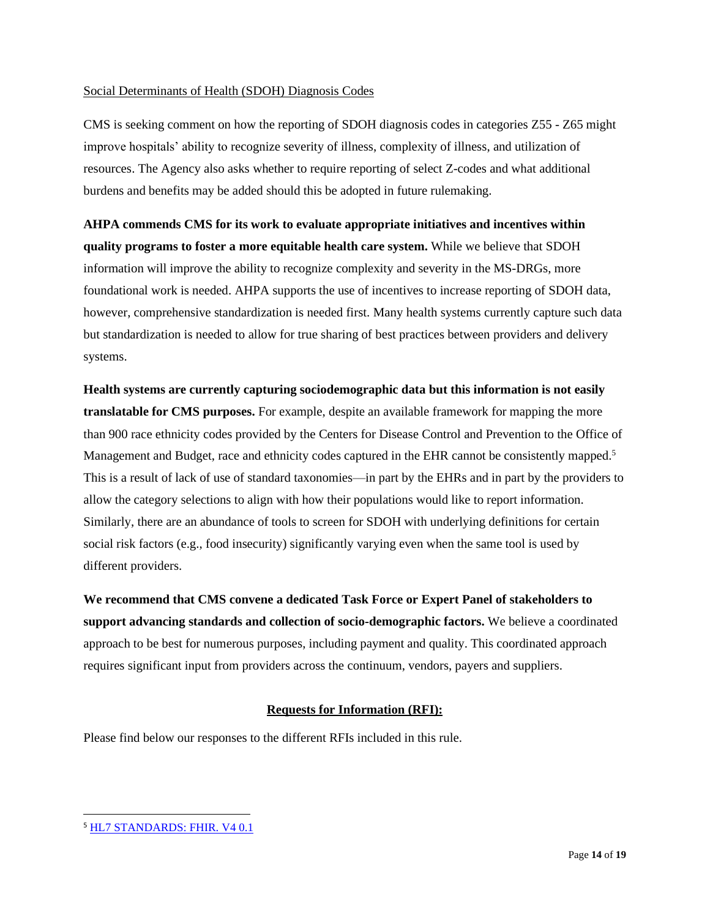Social Determinants of Health (SDOH) Diagnosis Codes

CMS is seeking comment on how the reporting of SDOH diagnosis codes in categories Z55 - Z65 might improve hospitals' ability to recognize severity of illness, complexity of illness, and utilization of resources. The Agency also asks whether to require reporting of select Z-codes and what additional burdens and benefits may be added should this be adopted in future rulemaking.

**AHPA commends CMS for its work to evaluate appropriate initiatives and incentives within quality programs to foster a more equitable health care system.** While we believe that SDOH information will improve the ability to recognize complexity and severity in the MS-DRGs, more foundational work is needed. AHPA supports the use of incentives to increase reporting of SDOH data, however, comprehensive standardization is needed first. Many health systems currently capture such data but standardization is needed to allow for true sharing of best practices between providers and delivery systems.

**Health systems are currently capturing sociodemographic data but this information is not easily translatable for CMS purposes.** For example, despite an available framework for mapping the more than 900 race ethnicity codes provided by the Centers for Disease Control and Prevention to the Office of Management and Budget, race and ethnicity codes captured in the EHR cannot be consistently mapped.[5] This is a result of lack of use of standard taxonomies—in part by the EHRs and in part by the providers to allow the category selections to align with how their populations would like to report information. Similarly, there are an abundance of tools to screen for SDOH with underlying definitions for certain social risk factors (e.g., food insecurity) significantly varying even when the same tool is used by different providers.

**We recommend that CMS convene a dedicated Task Force or Expert Panel of stakeholders to support advancing standards and collection of socio-demographic factors.** We believe a coordinated approach to be best for numerous purposes, including payment and quality. This coordinated approach requires significant input from providers across the continuum, vendors, payers and suppliers.

## Requests for Information (RFI):

Please find below our responses to the different RFIs included in this rule.

---

[5] HL7 STANDARDS: FHIR. V4 0.1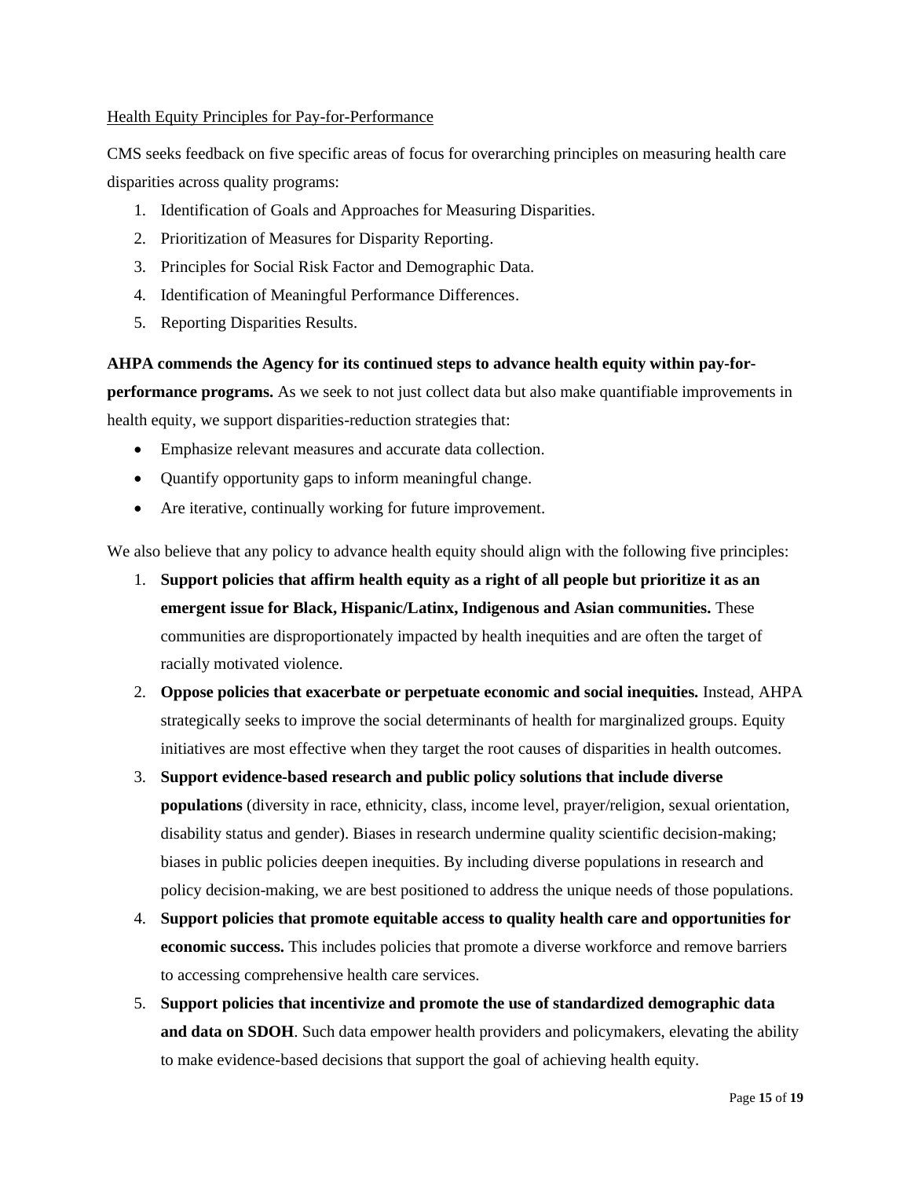Health Equity Principles for Pay-for-Performance

CMS seeks feedback on five specific areas of focus for overarching principles on measuring health care disparities across quality programs:

1. Identification of Goals and Approaches for Measuring Disparities.
2. Prioritization of Measures for Disparity Reporting.
3. Principles for Social Risk Factor and Demographic Data.
4. Identification of Meaningful Performance Differences.
5. Reporting Disparities Results.

**AHPA commends the Agency for its continued steps to advance health equity within pay-for-performance programs.** As we seek to not just collect data but also make quantifiable improvements in health equity, we support disparities-reduction strategies that:

- Emphasize relevant measures and accurate data collection.
- Quantify opportunity gaps to inform meaningful change.
- Are iterative, continually working for future improvement.

We also believe that any policy to advance health equity should align with the following five principles:

1. **Support policies that affirm health equity as a right of all people but prioritize it as an emergent issue for Black, Hispanic/Latinx, Indigenous and Asian communities.** These communities are disproportionately impacted by health inequities and are often the target of racially motivated violence.
2. **Oppose policies that exacerbate or perpetuate economic and social inequities.** Instead, AHPA strategically seeks to improve the social determinants of health for marginalized groups. Equity initiatives are most effective when they target the root causes of disparities in health outcomes.
3. **Support evidence-based research and public policy solutions that include diverse populations** (diversity in race, ethnicity, class, income level, prayer/religion, sexual orientation, disability status and gender). Biases in research undermine quality scientific decision-making; biases in public policies deepen inequities. By including diverse populations in research and policy decision-making, we are best positioned to address the unique needs of those populations.
4. **Support policies that promote equitable access to quality health care and opportunities for economic success.** This includes policies that promote a diverse workforce and remove barriers to accessing comprehensive health care services.
5. **Support policies that incentivize and promote the use of standardized demographic data and data on SDOH**. Such data empower health providers and policymakers, elevating the ability to make evidence-based decisions that support the goal of achieving health equity.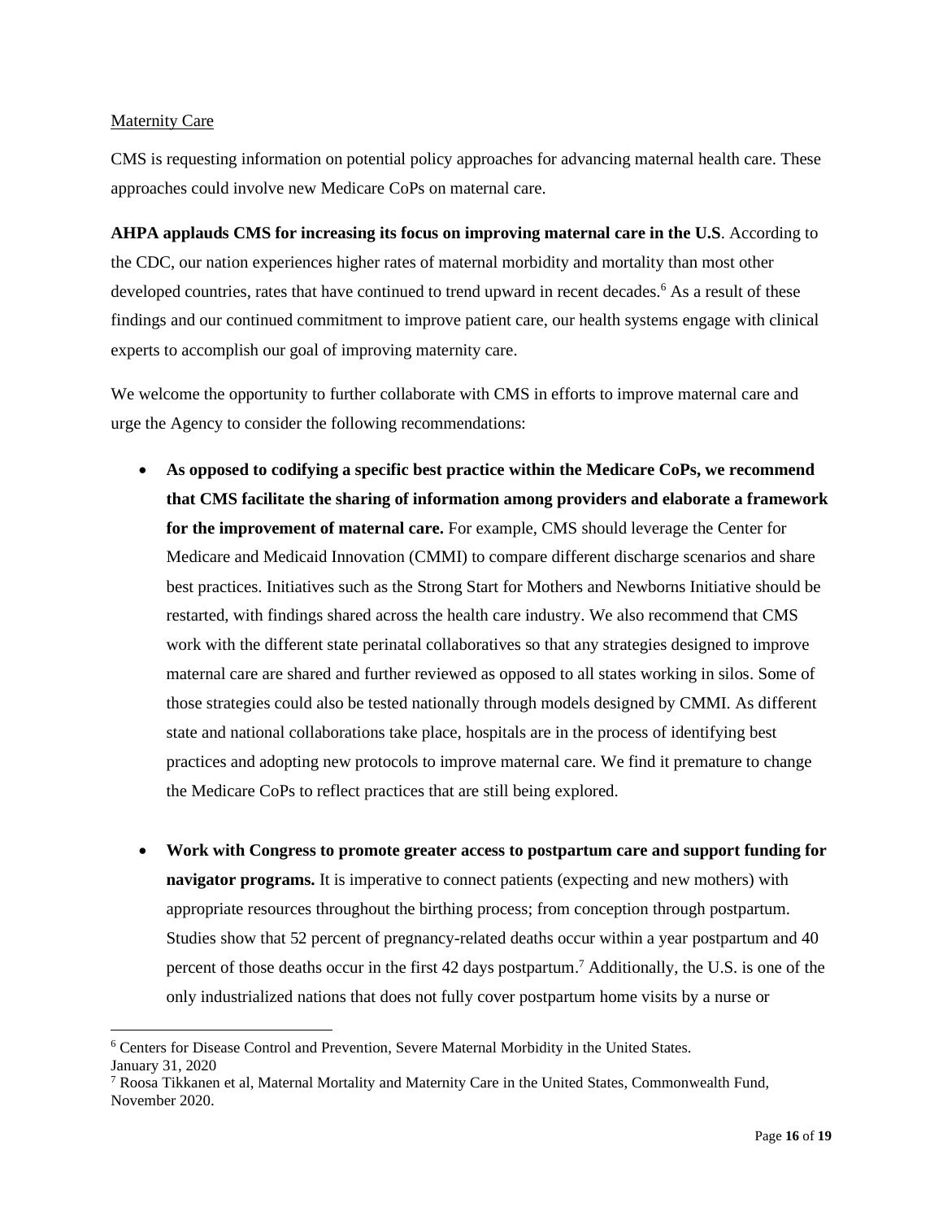Maternity Care

CMS is requesting information on potential policy approaches for advancing maternal health care. These approaches could involve new Medicare CoPs on maternal care.

**AHPA applauds CMS for increasing its focus on improving maternal care in the U.S**. According to the CDC, our nation experiences higher rates of maternal morbidity and mortality than most other developed countries, rates that have continued to trend upward in recent decades.[6] As a result of these findings and our continued commitment to improve patient care, our health systems engage with clinical experts to accomplish our goal of improving maternity care.

We welcome the opportunity to further collaborate with CMS in efforts to improve maternal care and urge the Agency to consider the following recommendations:

- **As opposed to codifying a specific best practice within the Medicare CoPs, we recommend that CMS facilitate the sharing of information among providers and elaborate a framework for the improvement of maternal care.** For example, CMS should leverage the Center for Medicare and Medicaid Innovation (CMMI) to compare different discharge scenarios and share best practices. Initiatives such as the Strong Start for Mothers and Newborns Initiative should be restarted, with findings shared across the health care industry. We also recommend that CMS work with the different state perinatal collaboratives so that any strategies designed to improve maternal care are shared and further reviewed as opposed to all states working in silos. Some of those strategies could also be tested nationally through models designed by CMMI. As different state and national collaborations take place, hospitals are in the process of identifying best practices and adopting new protocols to improve maternal care. We find it premature to change the Medicare CoPs to reflect practices that are still being explored.

- **Work with Congress to promote greater access to postpartum care and support funding for navigator programs.** It is imperative to connect patients (expecting and new mothers) with appropriate resources throughout the birthing process; from conception through postpartum. Studies show that 52 percent of pregnancy-related deaths occur within a year postpartum and 40 percent of those deaths occur in the first 42 days postpartum.[7] Additionally, the U.S. is one of the only industrialized nations that does not fully cover postpartum home visits by a nurse or

---

[6] Centers for Disease Control and Prevention, Severe Maternal Morbidity in the United States. January 31, 2020

[7] Roosa Tikkanen et al, Maternal Mortality and Maternity Care in the United States, Commonwealth Fund, November 2020.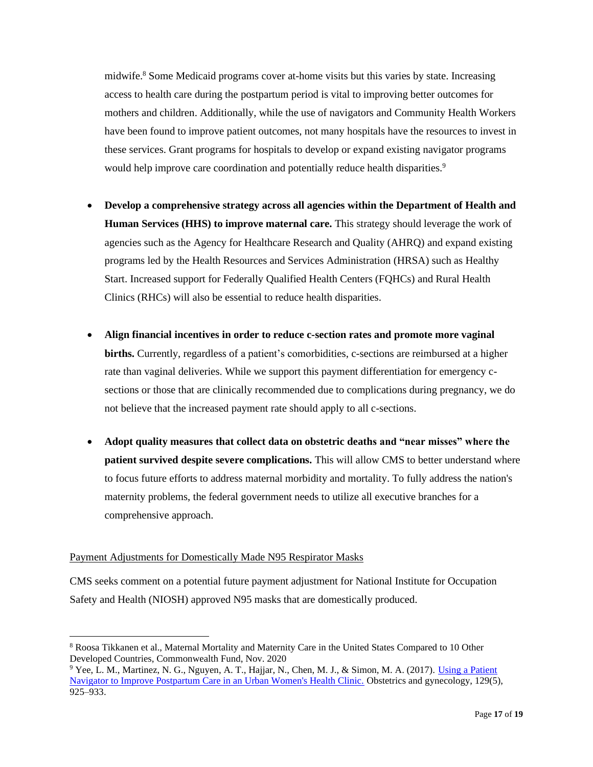midwife.[8] Some Medicaid programs cover at-home visits but this varies by state. Increasing access to health care during the postpartum period is vital to improving better outcomes for mothers and children. Additionally, while the use of navigators and Community Health Workers have been found to improve patient outcomes, not many hospitals have the resources to invest in these services. Grant programs for hospitals to develop or expand existing navigator programs would help improve care coordination and potentially reduce health disparities.[9]

- **Develop a comprehensive strategy across all agencies within the Department of Health and Human Services (HHS) to improve maternal care.** This strategy should leverage the work of agencies such as the Agency for Healthcare Research and Quality (AHRQ) and expand existing programs led by the Health Resources and Services Administration (HRSA) such as Healthy Start. Increased support for Federally Qualified Health Centers (FQHCs) and Rural Health Clinics (RHCs) will also be essential to reduce health disparities.

- **Align financial incentives in order to reduce c-section rates and promote more vaginal births.** Currently, regardless of a patient's comorbidities, c-sections are reimbursed at a higher rate than vaginal deliveries. While we support this payment differentiation for emergency c-sections or those that are clinically recommended due to complications during pregnancy, we do not believe that the increased payment rate should apply to all c-sections.

- **Adopt quality measures that collect data on obstetric deaths and "near misses" where the patient survived despite severe complications.** This will allow CMS to better understand where to focus future efforts to address maternal morbidity and mortality. To fully address the nation's maternity problems, the federal government needs to utilize all executive branches for a comprehensive approach.

Payment Adjustments for Domestically Made N95 Respirator Masks

CMS seeks comment on a potential future payment adjustment for National Institute for Occupation Safety and Health (NIOSH) approved N95 masks that are domestically produced.

---

[8] Roosa Tikkanen et al., Maternal Mortality and Maternity Care in the United States Compared to 10 Other Developed Countries, Commonwealth Fund, Nov. 2020

[9] Yee, L. M., Martinez, N. G., Nguyen, A. T., Hajjar, N., Chen, M. J., & Simon, M. A. (2017). Using a Patient Navigator to Improve Postpartum Care in an Urban Women's Health Clinic. Obstetrics and gynecology, 129(5), 925–933.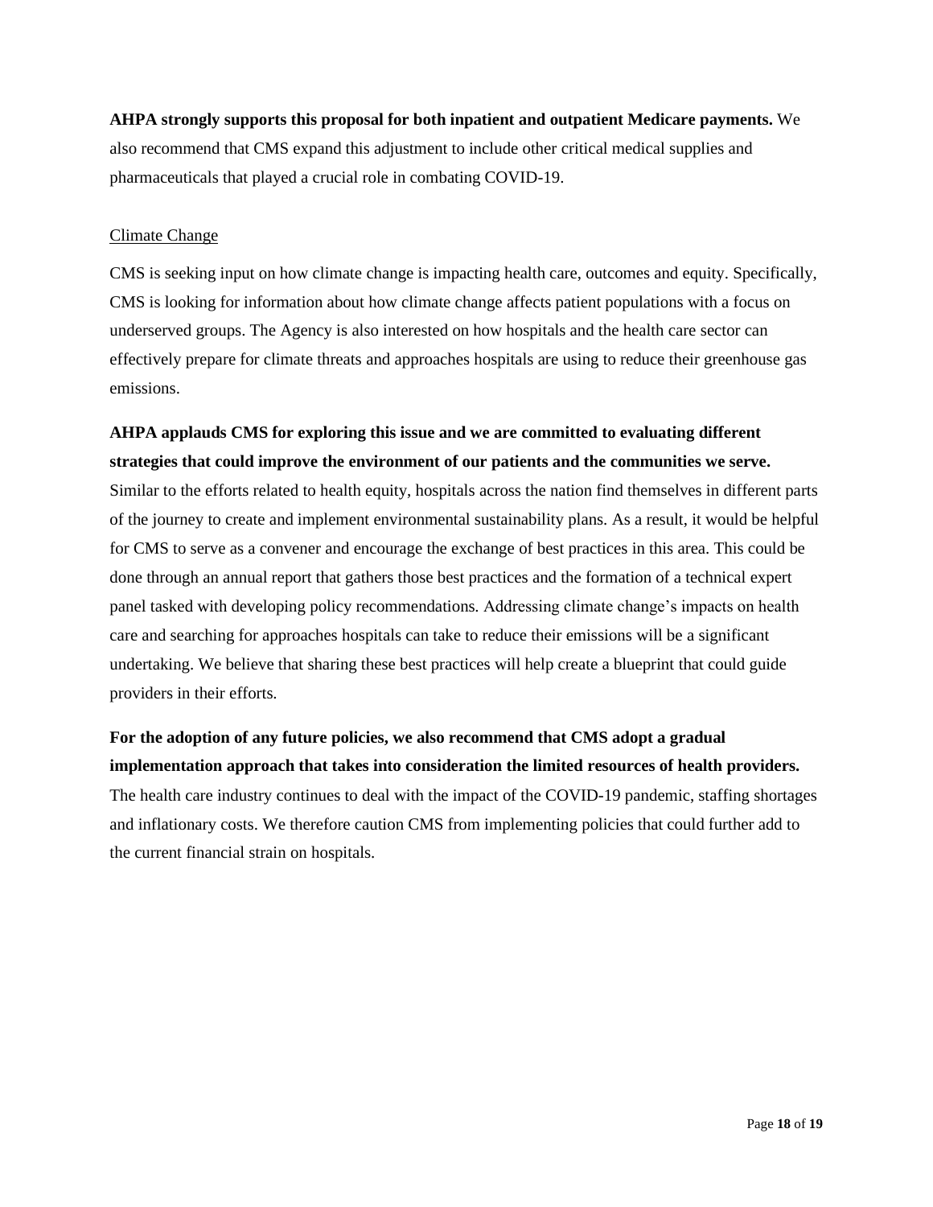**AHPA strongly supports this proposal for both inpatient and outpatient Medicare payments.** We also recommend that CMS expand this adjustment to include other critical medical supplies and pharmaceuticals that played a crucial role in combating COVID-19.

Climate Change

CMS is seeking input on how climate change is impacting health care, outcomes and equity. Specifically, CMS is looking for information about how climate change affects patient populations with a focus on underserved groups. The Agency is also interested on how hospitals and the health care sector can effectively prepare for climate threats and approaches hospitals are using to reduce their greenhouse gas emissions.

**AHPA applauds CMS for exploring this issue and we are committed to evaluating different strategies that could improve the environment of our patients and the communities we serve.** Similar to the efforts related to health equity, hospitals across the nation find themselves in different parts of the journey to create and implement environmental sustainability plans. As a result, it would be helpful for CMS to serve as a convener and encourage the exchange of best practices in this area. This could be done through an annual report that gathers those best practices and the formation of a technical expert panel tasked with developing policy recommendations. Addressing climate change's impacts on health care and searching for approaches hospitals can take to reduce their emissions will be a significant undertaking. We believe that sharing these best practices will help create a blueprint that could guide providers in their efforts.

**For the adoption of any future policies, we also recommend that CMS adopt a gradual implementation approach that takes into consideration the limited resources of health providers.** The health care industry continues to deal with the impact of the COVID-19 pandemic, staffing shortages and inflationary costs. We therefore caution CMS from implementing policies that could further add to the current financial strain on hospitals.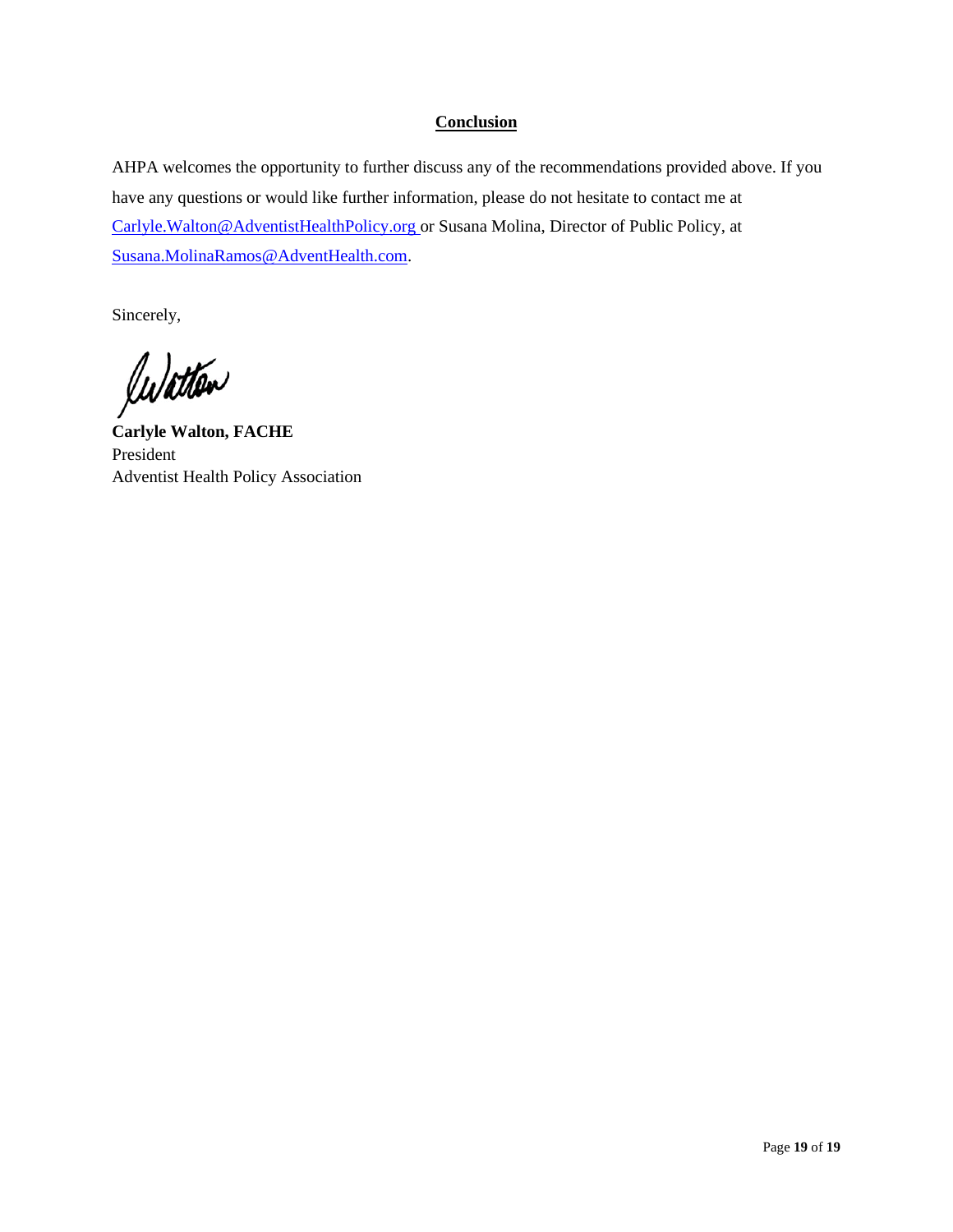## Conclusion

AHPA welcomes the opportunity to further discuss any of the recommendations provided above. If you have any questions or would like further information, please do not hesitate to contact me at Carlyle.Walton@AdventistHealthPolicy.org or Susana Molina, Director of Public Policy, at Susana.MolinaRamos@AdventHealth.com.

Sincerely,

**Carlyle Walton, FACHE**
President
Adventist Health Policy Association